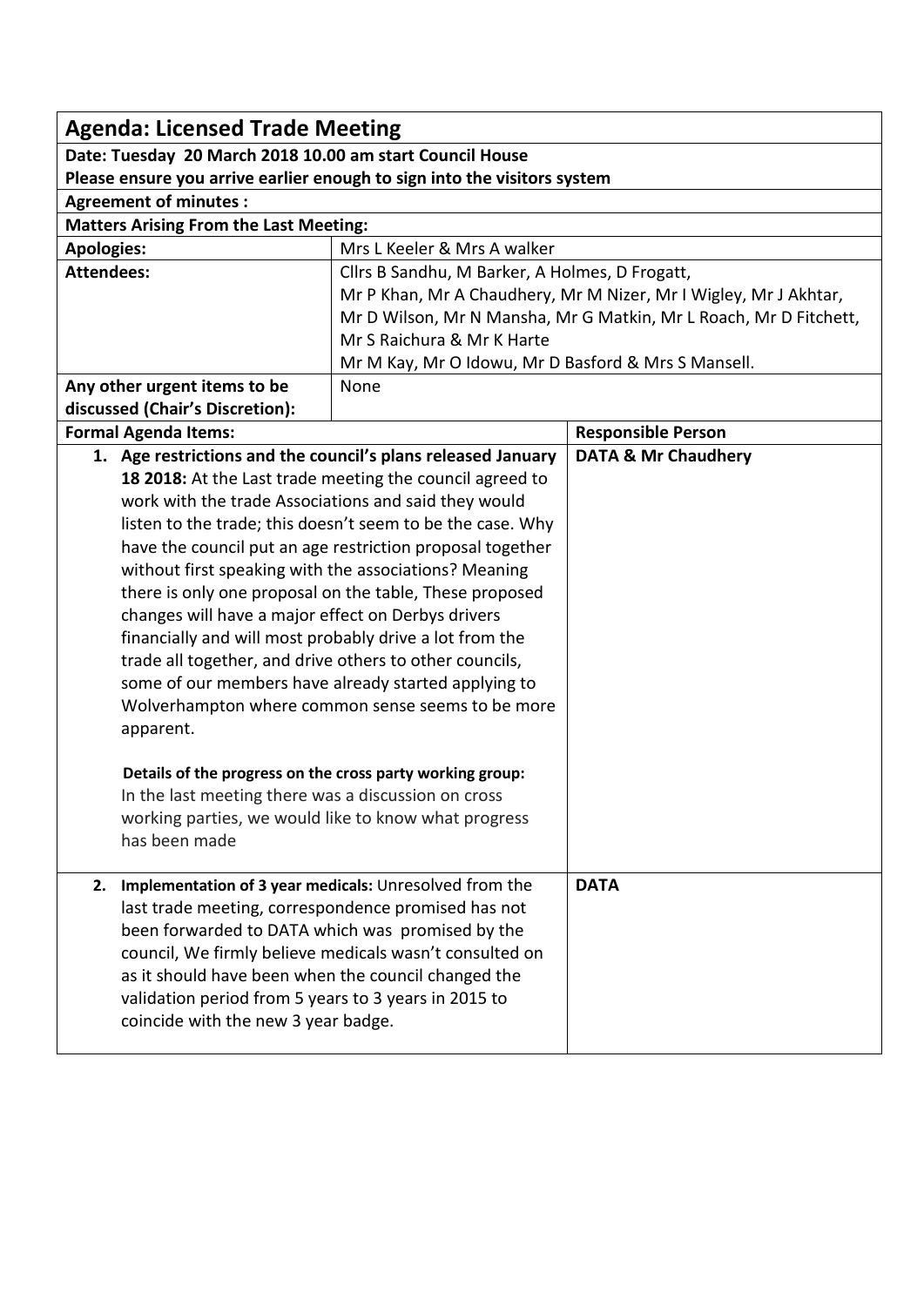## Agenda: Licensed Trade Meeting

**Date: Tuesday 20 March 2018 10.00 am start Council House**

**Please ensure you arrive earlier enough to sign into the visitors system**

**Agreement of minutes :**

**Matters Arising From the Last Meeting:**

| | |
|---|---|
| **Apologies:** | Mrs L Keeler & Mrs A walker |
| **Attendees:** | Cllrs B Sandhu, M Barker, A Holmes, D Frogatt,<br>Mr P Khan, Mr A Chaudhery, Mr M Nizer, Mr I Wigley, Mr J Akhtar,<br>Mr D Wilson, Mr N Mansha, Mr G Matkin, Mr L Roach, Mr D Fitchett,<br>Mr S Raichura & Mr K Harte<br>Mr M Kay, Mr O Idowu, Mr D Basford & Mrs S Mansell. |
| **Any other urgent items to be discussed (Chair's Discretion):** | None |

| **Formal Agenda Items:** | **Responsible Person** |
|---|---|
| 1. **Age restrictions and the council's plans released January 18 2018:** At the Last trade meeting the council agreed to work with the trade Associations and said they would listen to the trade; this doesn't seem to be the case. Why have the council put an age restriction proposal together without first speaking with the associations? Meaning there is only one proposal on the table, These proposed changes will have a major effect on Derbys drivers financially and will most probably drive a lot from the trade all together, and drive others to other councils, some of our members have already started applying to Wolverhampton where common sense seems to be more apparent.<br><br>**Details of the progress on the cross party working group:** In the last meeting there was a discussion on cross working parties, we would like to know what progress has been made | **DATA & Mr Chaudhery** |
| 2. **Implementation of 3 year medicals:** Unresolved from the last trade meeting, correspondence promised has not been forwarded to DATA which was promised by the council, We firmly believe medicals wasn't consulted on as it should have been when the council changed the validation period from 5 years to 3 years in 2015 to coincide with the new 3 year badge. | **DATA** |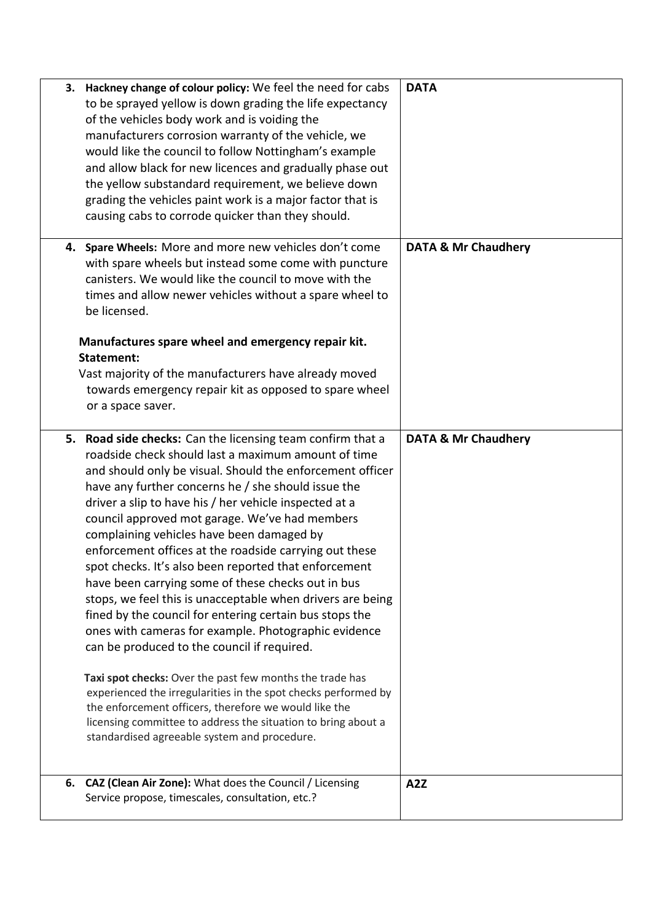| | |
|---|---|
| **3. Hackney change of colour policy:** We feel the need for cabs to be sprayed yellow is down grading the life expectancy of the vehicles body work and is voiding the manufacturers corrosion warranty of the vehicle, we would like the council to follow Nottingham's example and allow black for new licences and gradually phase out the yellow substandard requirement, we believe down grading the vehicles paint work is a major factor that is causing cabs to corrode quicker than they should. | **DATA** |
| **4. Spare Wheels:** More and more new vehicles don't come with spare wheels but instead some come with puncture canisters. We would like the council to move with the times and allow newer vehicles without a spare wheel to be licensed.<br><br>**Manufactures spare wheel and emergency repair kit. Statement:**<br>Vast majority of the manufacturers have already moved towards emergency repair kit as opposed to spare wheel or a space saver. | **DATA & Mr Chaudhery** |
| **5. Road side checks:** Can the licensing team confirm that a roadside check should last a maximum amount of time and should only be visual. Should the enforcement officer have any further concerns he / she should issue the driver a slip to have his / her vehicle inspected at a council approved mot garage. We've had members complaining vehicles have been damaged by enforcement offices at the roadside carrying out these spot checks. It's also been reported that enforcement have been carrying some of these checks out in bus stops, we feel this is unacceptable when drivers are being fined by the council for entering certain bus stops the ones with cameras for example. Photographic evidence can be produced to the council if required.<br><br>**Taxi spot checks:** Over the past few months the trade has experienced the irregularities in the spot checks performed by the enforcement officers, therefore we would like the licensing committee to address the situation to bring about a standardised agreeable system and procedure. | **DATA & Mr Chaudhery** |
| **6. CAZ (Clean Air Zone):** What does the Council / Licensing Service propose, timescales, consultation, etc.? | **A2Z** |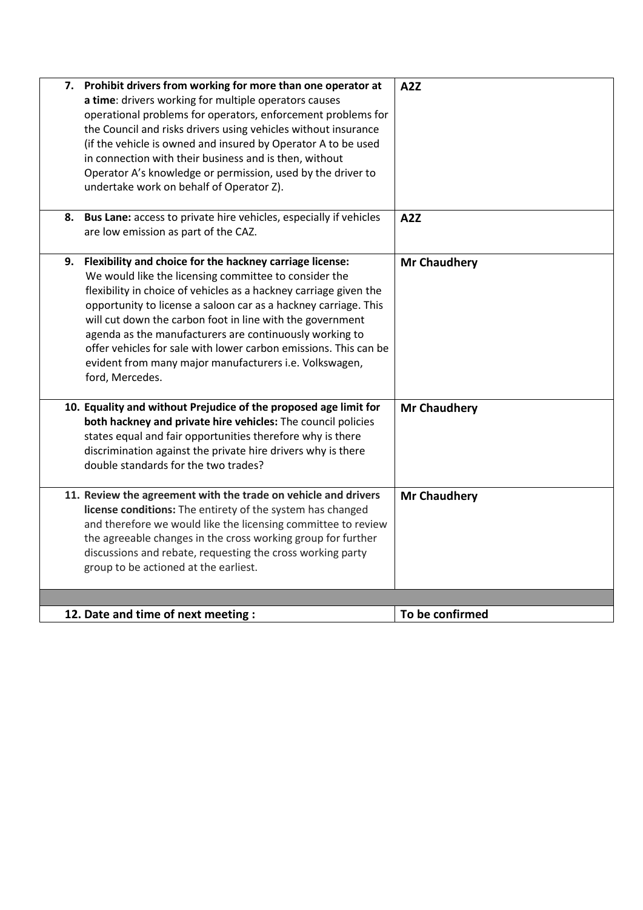| | |
|---|---|
| **7. Prohibit drivers from working for more than one operator at a time**: drivers working for multiple operators causes operational problems for operators, enforcement problems for the Council and risks drivers using vehicles without insurance (if the vehicle is owned and insured by Operator A to be used in connection with their business and is then, without Operator A's knowledge or permission, used by the driver to undertake work on behalf of Operator Z). | **A2Z** |
| **8. Bus Lane:** access to private hire vehicles, especially if vehicles are low emission as part of the CAZ. | **A2Z** |
| **9. Flexibility and choice for the hackney carriage license:** We would like the licensing committee to consider the flexibility in choice of vehicles as a hackney carriage given the opportunity to license a saloon car as a hackney carriage. This will cut down the carbon foot in line with the government agenda as the manufacturers are continuously working to offer vehicles for sale with lower carbon emissions. This can be evident from many major manufacturers i.e. Volkswagen, ford, Mercedes. | **Mr Chaudhery** |
| **10. Equality and without Prejudice of the proposed age limit for both hackney and private hire vehicles:** The council policies states equal and fair opportunities therefore why is there discrimination against the private hire drivers why is there double standards for the two trades? | **Mr Chaudhery** |
| **11. Review the agreement with the trade on vehicle and drivers license conditions:** The entirety of the system has changed and therefore we would like the licensing committee to review the agreeable changes in the cross working group for further discussions and rebate, requesting the cross working party group to be actioned at the earliest. | **Mr Chaudhery** |
| | |
| **12. Date and time of next meeting :** | **To be confirmed** |